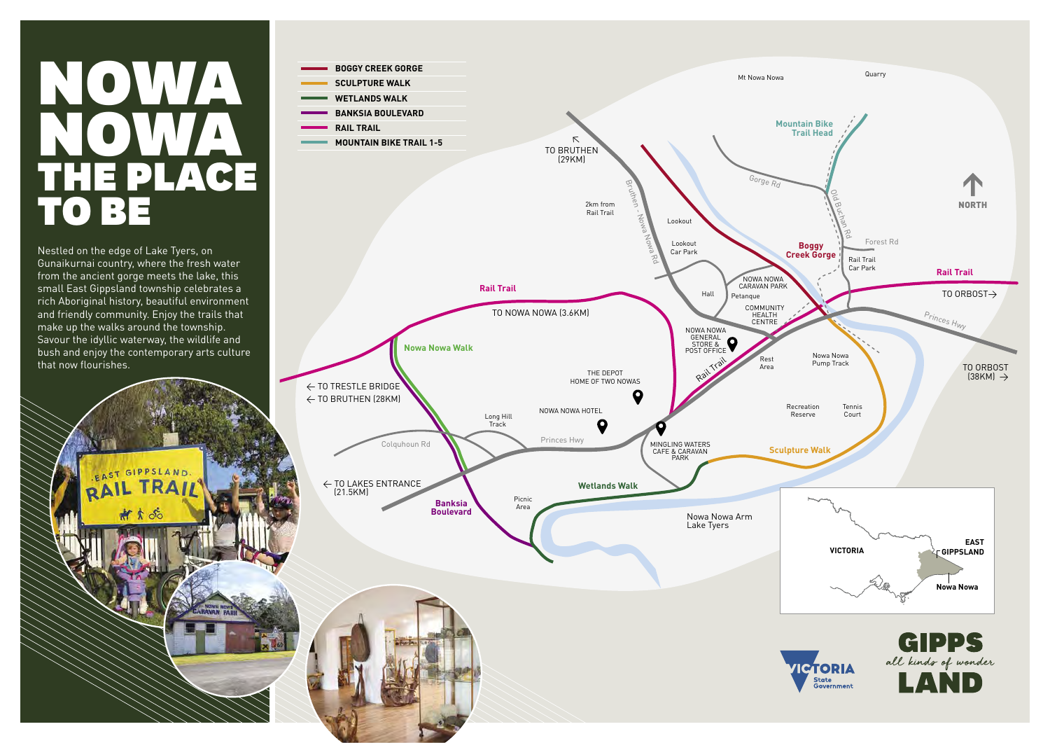# NOWA NOWA THE PLACE TO BE

Nestled on the edge of Lake Tyers, on Gunaikurnai country, where the fresh water from the ancient gorge meets the lake, this small East Gippsland township celebrates a rich Aboriginal history, beautiful environment and friendly community. Enjoy the trails that make up the walks around the township. Savour the idyllic waterway, the wildlife and bush and enjoy the contemporary arts culture that now flourishes.

- BOGGY CREEK GORGE
- SCULPTURE WALK
- WETLANDS WALK
- BANKSIA BOULEVARD
- RAIL TRAIL
- MOUNTAIN BIKE TRAIL 1-5

Mt Nowa Nowa
Quarry
Mountain Bike Trail Head
TO BRUTHEN (29KM)
Gorge Rd
Old Buchan Rd
NORTH
2km from Rail Trail
Bruthen - Nowa Nowa Rd
Lookout
Lookout Car Park
Boggy Creek Gorge
Forest Rd
Rail Trail Car Park
Rail Trail
NOWA NOWA CARAVAN PARK
Hall
Petanque
TO ORBOST →
Princes Hwy
Rail Trail
TO NOWA NOWA (3.6KM)
COMMUNITY HEALTH CENTRE
NOWA NOWA GENERAL STORE & POST OFFICE
Rest Area
Nowa Nowa Pump Track
TO ORBOST (38KM) →
Nowa Nowa Walk
Rail Trail
← TO TRESTLE BRIDGE
← TO BRUTHEN (28KM)
THE DEPOT HOME OF TWO NOWAS
Recreation Reserve
Tennis Court
NOWA NOWA HOTEL
Long Hill Track
Princes Hwy
Colquhoun Rd
MINGLING WATERS CAFE & CARAVAN PARK
Sculpture Walk
← TO LAKES ENTRANCE (21.5KM)
Wetlands Walk
Banksia Boulevard
Picnic Area
Nowa Nowa Arm Lake Tyers

VICTORIA
EAST GIPPSLAND
Nowa Nowa

VICTORIA State Government

GIPPSLAND all kinds of wonder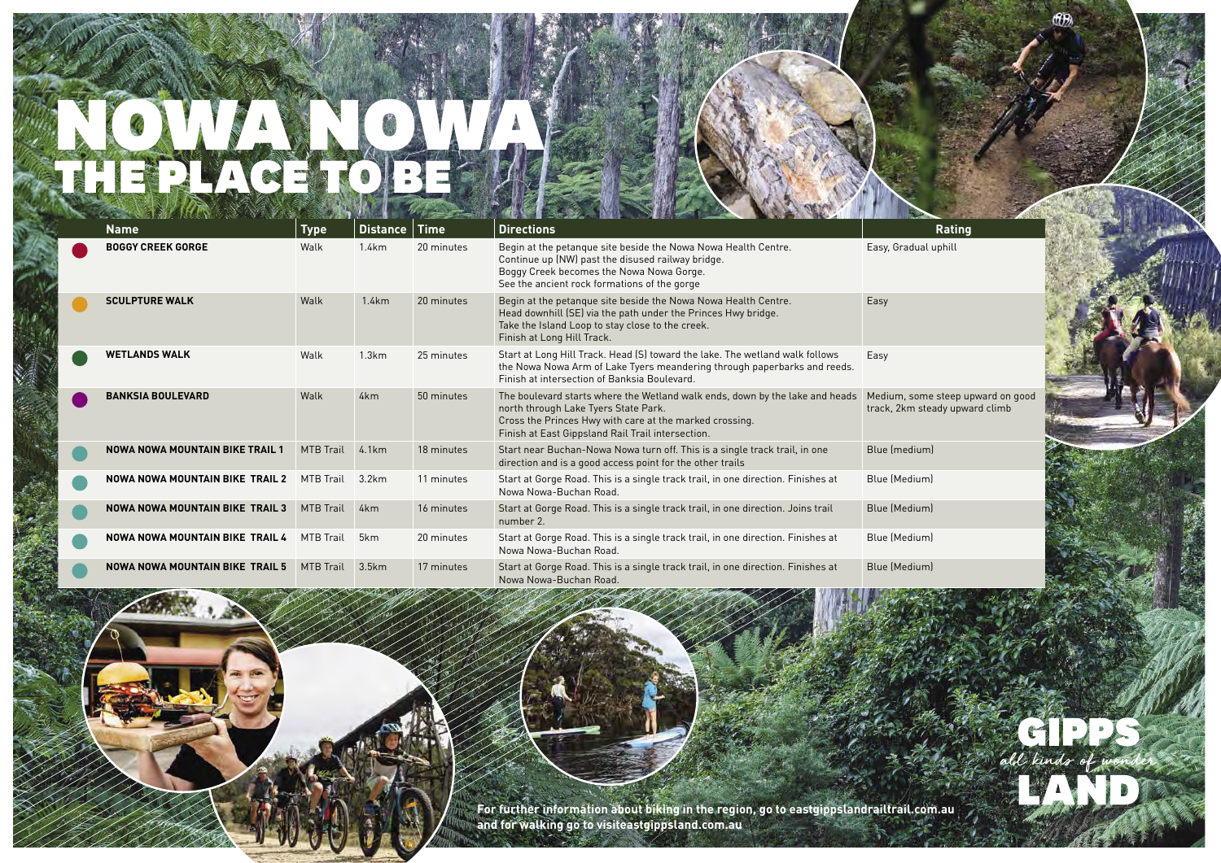# NOWA NOWA
## THE PLACE TO BE

| Name | Type | Distance | Time | Directions | Rating |
|---|---|---|---|---|---|
| **BOGGY CREEK GORGE** | Walk | 1.4km | 20 minutes | Begin at the petanque site beside the Nowa Nowa Health Centre. Continue up (NW) past the disused railway bridge. Boggy Creek becomes the Nowa Nowa Gorge. See the ancient rock formations of the gorge | Easy, Gradual uphill |
| **SCULPTURE WALK** | Walk | 1.4km | 20 minutes | Begin at the petanque site beside the Nowa Nowa Health Centre. Head downhill (SE) via the path under the Princes Hwy bridge. Take the Island Loop to stay close to the creek. Finish at Long Hill Track. | Easy |
| **WETLANDS WALK** | Walk | 1.3km | 25 minutes | Start at Long Hill Track. Head (S) toward the lake. The wetland walk follows the Nowa Nowa Arm of Lake Tyers meandering through paperbarks and reeds. Finish at intersection of Banksia Boulevard. | Easy |
| **BANKSIA BOULEVARD** | Walk | 4km | 50 minutes | The boulevard starts where the Wetland walk ends, down by the lake and heads north through Lake Tyers State Park. Cross the Princes Hwy with care at the marked crossing. Finish at East Gippsland Rail Trail intersection. | Medium, some steep upward on good track, 2km steady upward climb |
| **NOWA NOWA MOUNTAIN BIKE TRAIL 1** | MTB Trail | 4.1km | 18 minutes | Start near Buchan-Nowa Nowa turn off. This is a single track trail, in one direction and is a good access point for the other trails | Blue (medium) |
| **NOWA NOWA MOUNTAIN BIKE TRAIL 2** | MTB Trail | 3.2km | 11 minutes | Start at Gorge Road. This is a single track trail, in one direction. Finishes at Nowa Nowa-Buchan Road. | Blue (Medium) |
| **NOWA NOWA MOUNTAIN BIKE TRAIL 3** | MTB Trail | 4km | 16 minutes | Start at Gorge Road. This is a single track trail, in one direction. Joins trail number 2. | Blue (Medium) |
| **NOWA NOWA MOUNTAIN BIKE TRAIL 4** | MTB Trail | 5km | 20 minutes | Start at Gorge Road. This is a single track trail, in one direction. Finishes at Nowa Nowa-Buchan Road. | Blue (Medium) |
| **NOWA NOWA MOUNTAIN BIKE TRAIL 5** | MTB Trail | 3.5km | 17 minutes | Start at Gorge Road. This is a single track trail, in one direction. Finishes at Nowa Nowa-Buchan Road. | Blue (Medium) |

**For further information about biking in the region, go to eastgippslandrailtrail.com.au and for walking go to visiteastgippsland.com.au**

GIPPS LAND
*all kinds of wonder*